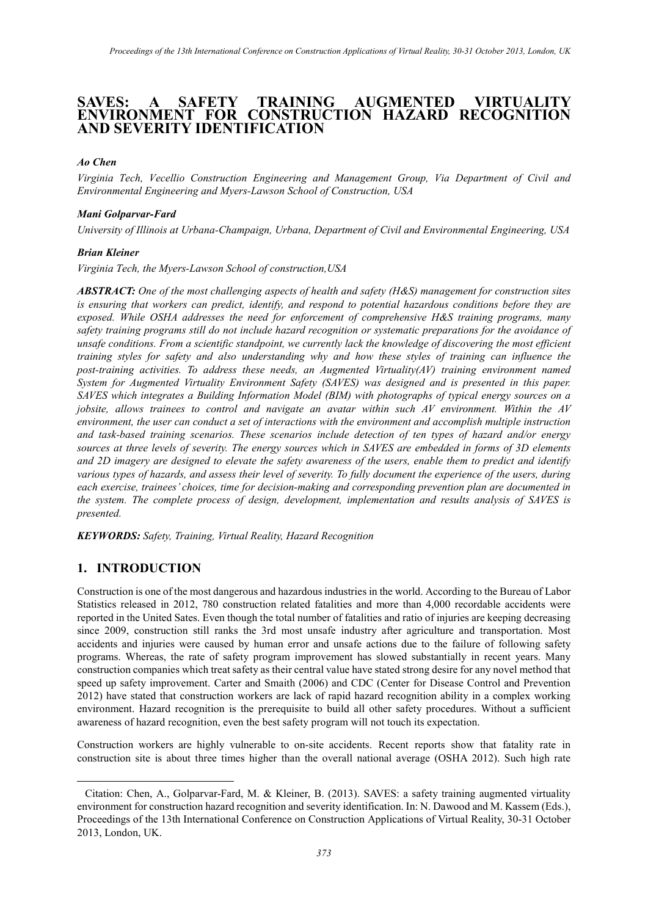# SAVES: A SAFETY TRAINING AUGMENTED VIRTUALITY ENVIRONMENT FOR CONSTRUCTION HAZARD RECOGNITION AND SEVERITY IDENTIFICATION

***Ao Chen***

*Virginia Tech, Vecellio Construction Engineering and Management Group, Via Department of Civil and Environmental Engineering and Myers-Lawson School of Construction, USA*

***Mani Golparvar-Fard***

*University of Illinois at Urbana-Champaign, Urbana, Department of Civil and Environmental Engineering, USA*

***Brian Kleiner***

*Virginia Tech, the Myers-Lawson School of construction,USA*

***ABSTRACT:*** *One of the most challenging aspects of health and safety (H&S) management for construction sites is ensuring that workers can predict, identify, and respond to potential hazardous conditions before they are exposed. While OSHA addresses the need for enforcement of comprehensive H&S training programs, many safety training programs still do not include hazard recognition or systematic preparations for the avoidance of unsafe conditions. From a scientific standpoint, we currently lack the knowledge of discovering the most efficient training styles for safety and also understanding why and how these styles of training can influence the post-training activities. To address these needs, an Augmented Virtuality(AV) training environment named System for Augmented Virtuality Environment Safety (SAVES) was designed and is presented in this paper. SAVES which integrates a Building Information Model (BIM) with photographs of typical energy sources on a jobsite, allows trainees to control and navigate an avatar within such AV environment. Within the AV environment, the user can conduct a set of interactions with the environment and accomplish multiple instruction and task-based training scenarios. These scenarios include detection of ten types of hazard and/or energy sources at three levels of severity. The energy sources which in SAVES are embedded in forms of 3D elements and 2D imagery are designed to elevate the safety awareness of the users, enable them to predict and identify various types of hazards, and assess their level of severity. To fully document the experience of the users, during each exercise, trainees' choices, time for decision-making and corresponding prevention plan are documented in the system. The complete process of design, development, implementation and results analysis of SAVES is presented.*

***KEYWORDS:*** *Safety, Training, Virtual Reality, Hazard Recognition*

## 1. INTRODUCTION

Construction is one of the most dangerous and hazardous industries in the world. According to the Bureau of Labor Statistics released in 2012, 780 construction related fatalities and more than 4,000 recordable accidents were reported in the United Sates. Even though the total number of fatalities and ratio of injuries are keeping decreasing since 2009, construction still ranks the 3rd most unsafe industry after agriculture and transportation. Most accidents and injuries were caused by human error and unsafe actions due to the failure of following safety programs. Whereas, the rate of safety program improvement has slowed substantially in recent years. Many construction companies which treat safety as their central value have stated strong desire for any novel method that speed up safety improvement. Carter and Smaith (2006) and CDC (Center for Disease Control and Prevention 2012) have stated that construction workers are lack of rapid hazard recognition ability in a complex working environment. Hazard recognition is the prerequisite to build all other safety procedures. Without a sufficient awareness of hazard recognition, even the best safety program will not touch its expectation.

Construction workers are highly vulnerable to on-site accidents. Recent reports show that fatality rate in construction site is about three times higher than the overall national average (OSHA 2012). Such high rate

Citation: Chen, A., Golparvar-Fard, M. & Kleiner, B. (2013). SAVES: a safety training augmented virtuality environment for construction hazard recognition and severity identification. In: N. Dawood and M. Kassem (Eds.), Proceedings of the 13th International Conference on Construction Applications of Virtual Reality, 30-31 October 2013, London, UK.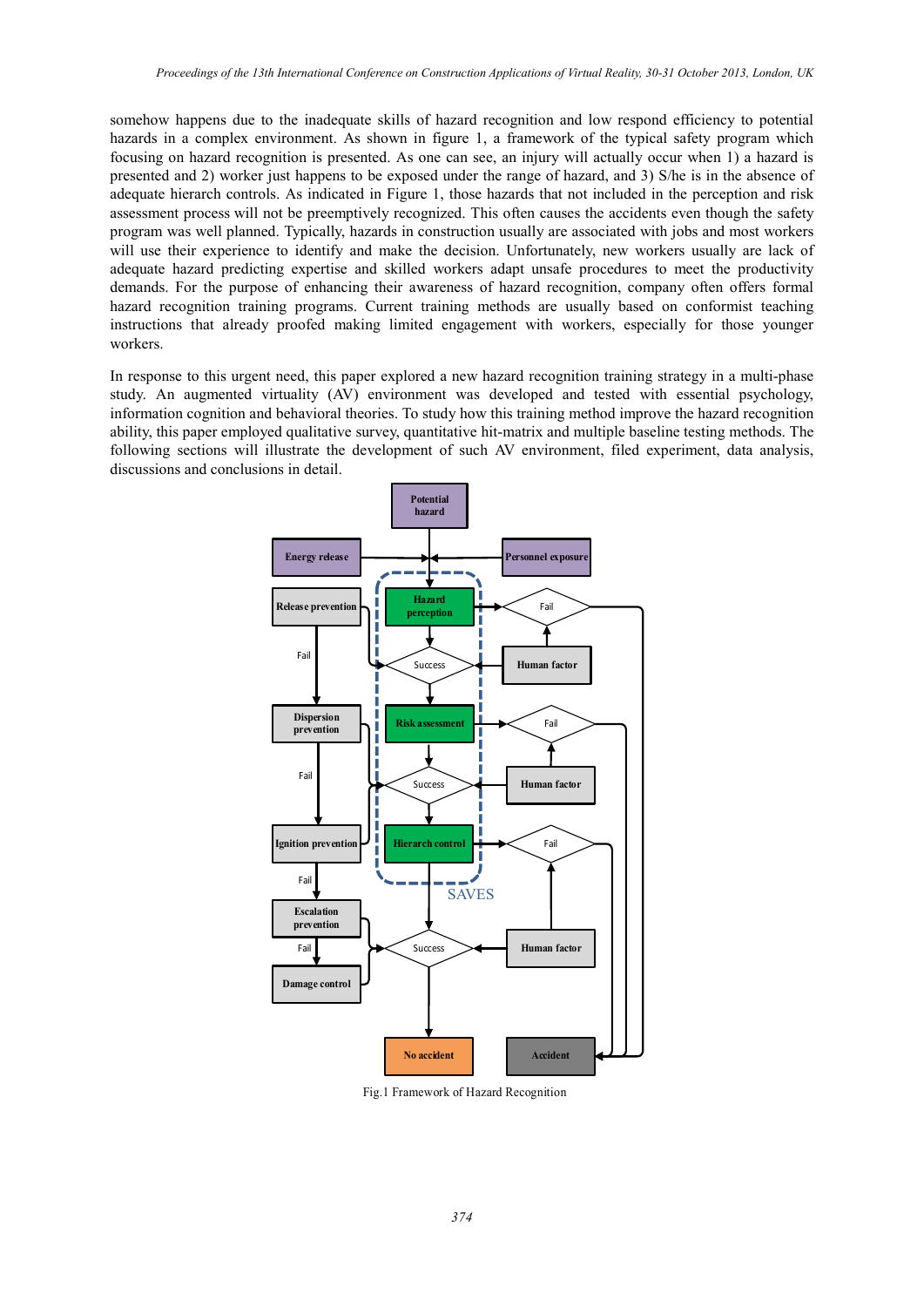somehow happens due to the inadequate skills of hazard recognition and low respond efficiency to potential hazards in a complex environment. As shown in figure 1, a framework of the typical safety program which focusing on hazard recognition is presented. As one can see, an injury will actually occur when 1) a hazard is presented and 2) worker just happens to be exposed under the range of hazard, and 3) S/he is in the absence of adequate hierarch controls. As indicated in Figure 1, those hazards that not included in the perception and risk assessment process will not be preemptively recognized. This often causes the accidents even though the safety program was well planned. Typically, hazards in construction usually are associated with jobs and most workers will use their experience to identify and make the decision. Unfortunately, new workers usually are lack of adequate hazard predicting expertise and skilled workers adapt unsafe procedures to meet the productivity demands. For the purpose of enhancing their awareness of hazard recognition, company often offers formal hazard recognition training programs. Current training methods are usually based on conformist teaching instructions that already proofed making limited engagement with workers, especially for those younger workers.

In response to this urgent need, this paper explored a new hazard recognition training strategy in a multi-phase study. An augmented virtuality (AV) environment was developed and tested with essential psychology, information cognition and behavioral theories. To study how this training method improve the hazard recognition ability, this paper employed qualitative survey, quantitative hit-matrix and multiple baseline testing methods. The following sections will illustrate the development of such AV environment, filed experiment, data analysis, discussions and conclusions in detail.

Potential hazard

Energy release

Personnel exposure

Release prevention

Hazard perception

Fail

Fail

Success

Human factor

Dispersion prevention

Risk assessment

Fail

Fail

Success

Human factor

Ignition prevention

Hierarch control

Fail

Fail

SAVES

Escalation prevention

Fail

Success

Human factor

Damage control

No accident

Accident

Fig.1 Framework of Hazard Recognition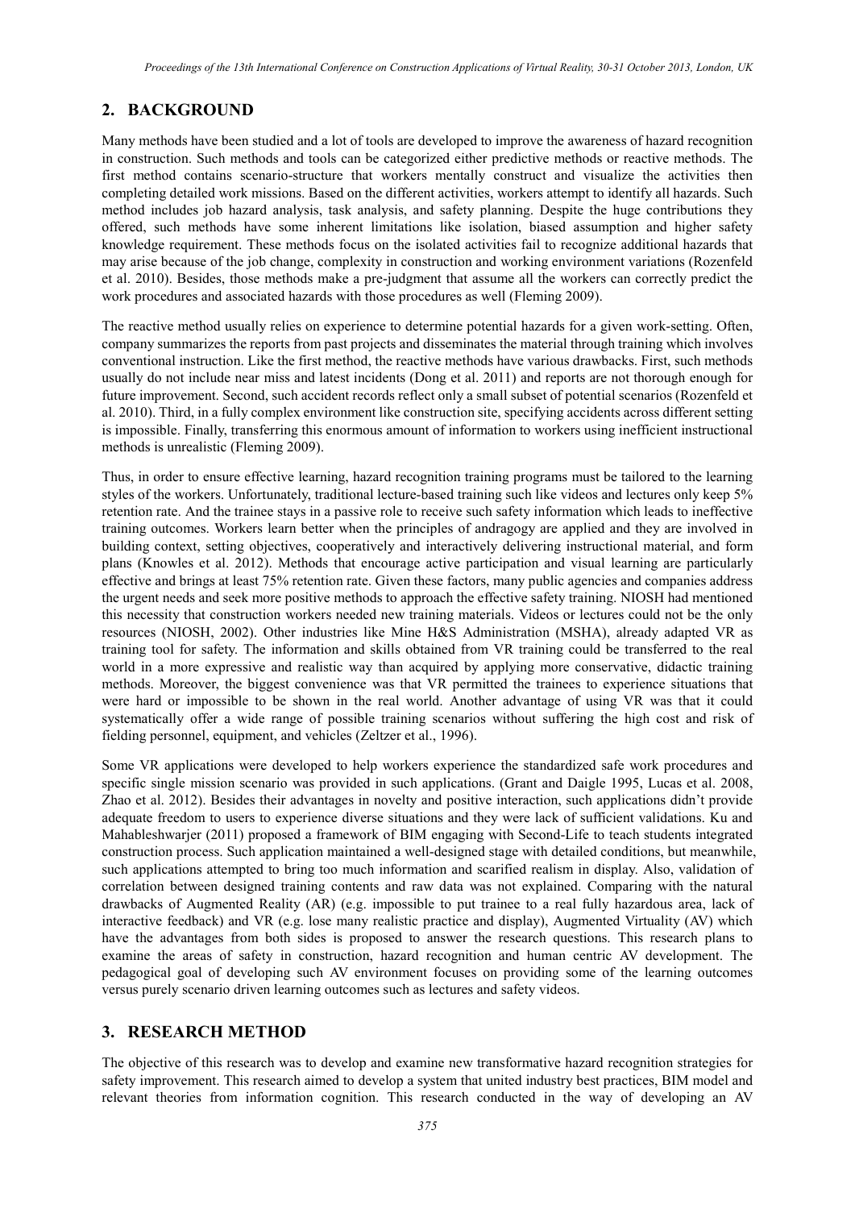## 2. BACKGROUND

Many methods have been studied and a lot of tools are developed to improve the awareness of hazard recognition in construction. Such methods and tools can be categorized either predictive methods or reactive methods. The first method contains scenario-structure that workers mentally construct and visualize the activities then completing detailed work missions. Based on the different activities, workers attempt to identify all hazards. Such method includes job hazard analysis, task analysis, and safety planning. Despite the huge contributions they offered, such methods have some inherent limitations like isolation, biased assumption and higher safety knowledge requirement. These methods focus on the isolated activities fail to recognize additional hazards that may arise because of the job change, complexity in construction and working environment variations (Rozenfeld et al. 2010). Besides, those methods make a pre-judgment that assume all the workers can correctly predict the work procedures and associated hazards with those procedures as well (Fleming 2009).

The reactive method usually relies on experience to determine potential hazards for a given work-setting. Often, company summarizes the reports from past projects and disseminates the material through training which involves conventional instruction. Like the first method, the reactive methods have various drawbacks. First, such methods usually do not include near miss and latest incidents (Dong et al. 2011) and reports are not thorough enough for future improvement. Second, such accident records reflect only a small subset of potential scenarios (Rozenfeld et al. 2010). Third, in a fully complex environment like construction site, specifying accidents across different setting is impossible. Finally, transferring this enormous amount of information to workers using inefficient instructional methods is unrealistic (Fleming 2009).

Thus, in order to ensure effective learning, hazard recognition training programs must be tailored to the learning styles of the workers. Unfortunately, traditional lecture-based training such like videos and lectures only keep 5% retention rate. And the trainee stays in a passive role to receive such safety information which leads to ineffective training outcomes. Workers learn better when the principles of andragogy are applied and they are involved in building context, setting objectives, cooperatively and interactively delivering instructional material, and form plans (Knowles et al. 2012). Methods that encourage active participation and visual learning are particularly effective and brings at least 75% retention rate. Given these factors, many public agencies and companies address the urgent needs and seek more positive methods to approach the effective safety training. NIOSH had mentioned this necessity that construction workers needed new training materials. Videos or lectures could not be the only resources (NIOSH, 2002). Other industries like Mine H&S Administration (MSHA), already adapted VR as training tool for safety. The information and skills obtained from VR training could be transferred to the real world in a more expressive and realistic way than acquired by applying more conservative, didactic training methods. Moreover, the biggest convenience was that VR permitted the trainees to experience situations that were hard or impossible to be shown in the real world. Another advantage of using VR was that it could systematically offer a wide range of possible training scenarios without suffering the high cost and risk of fielding personnel, equipment, and vehicles (Zeltzer et al., 1996).

Some VR applications were developed to help workers experience the standardized safe work procedures and specific single mission scenario was provided in such applications. (Grant and Daigle 1995, Lucas et al. 2008, Zhao et al. 2012). Besides their advantages in novelty and positive interaction, such applications didn't provide adequate freedom to users to experience diverse situations and they were lack of sufficient validations. Ku and Mahableshwarjer (2011) proposed a framework of BIM engaging with Second-Life to teach students integrated construction process. Such application maintained a well-designed stage with detailed conditions, but meanwhile, such applications attempted to bring too much information and scarified realism in display. Also, validation of correlation between designed training contents and raw data was not explained. Comparing with the natural drawbacks of Augmented Reality (AR) (e.g. impossible to put trainee to a real fully hazardous area, lack of interactive feedback) and VR (e.g. lose many realistic practice and display), Augmented Virtuality (AV) which have the advantages from both sides is proposed to answer the research questions. This research plans to examine the areas of safety in construction, hazard recognition and human centric AV development. The pedagogical goal of developing such AV environment focuses on providing some of the learning outcomes versus purely scenario driven learning outcomes such as lectures and safety videos.

## 3. RESEARCH METHOD

The objective of this research was to develop and examine new transformative hazard recognition strategies for safety improvement. This research aimed to develop a system that united industry best practices, BIM model and relevant theories from information cognition. This research conducted in the way of developing an AV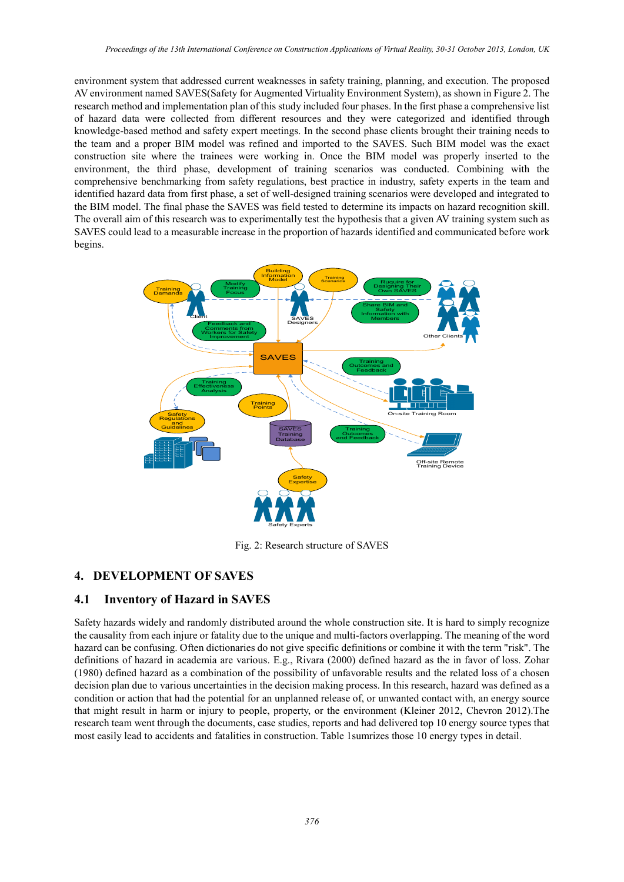environment system that addressed current weaknesses in safety training, planning, and execution. The proposed AV environment named SAVES(Safety for Augmented Virtuality Environment System), as shown in Figure 2. The research method and implementation plan of this study included four phases. In the first phase a comprehensive list of hazard data were collected from different resources and they were categorized and identified through knowledge-based method and safety expert meetings. In the second phase clients brought their training needs to the team and a proper BIM model was refined and imported to the SAVES. Such BIM model was the exact construction site where the trainees were working in. Once the BIM model was properly inserted to the environment, the third phase, development of training scenarios was conducted. Combining with the comprehensive benchmarking from safety regulations, best practice in industry, safety experts in the team and identified hazard data from first phase, a set of well-designed training scenarios were developed and integrated to the BIM model. The final phase the SAVES was field tested to determine its impacts on hazard recognition skill. The overall aim of this research was to experimentally test the hypothesis that a given AV training system such as SAVES could lead to a measurable increase in the proportion of hazards identified and communicated before work begins.

Training Demands
Client
Modify Training Focus
Building Information Model
SAVES Designers
Training Scenarios
Ruquire for Designing Their Own SAVES
Share BIM and Safety Information with Members
Other Clients
Feedback and Comments from Workers for Safety Improvement
SAVES
Training Outcomes and Feedback
Training Effectiveness Analysis
On-site Training Room
Training Points
Safety Regulations and Guidelines
SAVES Training Database
Training Outcomes and Feedback
Off-site Remote Training Device
Safety Expertise
Safety Experts

Fig. 2: Research structure of SAVES

## 4. DEVELOPMENT OF SAVES

### 4.1 Inventory of Hazard in SAVES

Safety hazards widely and randomly distributed around the whole construction site. It is hard to simply recognize the causality from each injure or fatality due to the unique and multi-factors overlapping. The meaning of the word hazard can be confusing. Often dictionaries do not give specific definitions or combine it with the term "risk". The definitions of hazard in academia are various. E.g., Rivara (2000) defined hazard as the in favor of loss. Zohar (1980) defined hazard as a combination of the possibility of unfavorable results and the related loss of a chosen decision plan due to various uncertainties in the decision making process. In this research, hazard was defined as a condition or action that had the potential for an unplanned release of, or unwanted contact with, an energy source that might result in harm or injury to people, property, or the environment (Kleiner 2012, Chevron 2012).The research team went through the documents, case studies, reports and had delivered top 10 energy source types that most easily lead to accidents and fatalities in construction. Table 1sumrizes those 10 energy types in detail.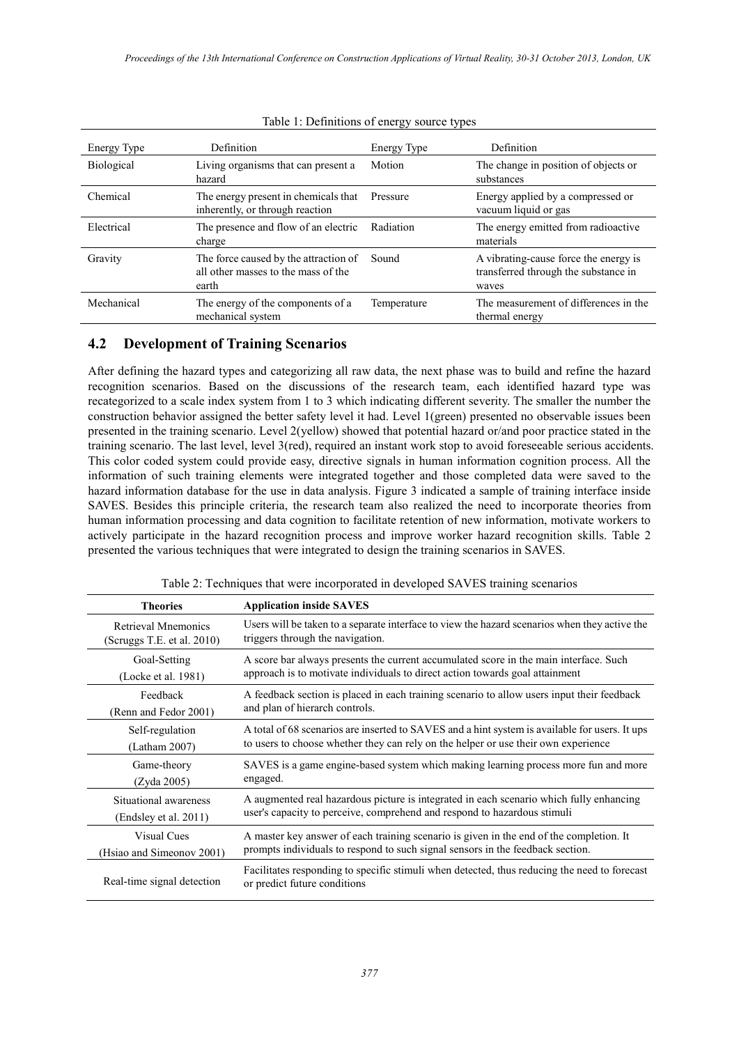Table 1: Definitions of energy source types

| Energy Type | Definition | Energy Type | Definition |
|---|---|---|---|
| Biological | Living organisms that can present a hazard | Motion | The change in position of objects or substances |
| Chemical | The energy present in chemicals that inherently, or through reaction | Pressure | Energy applied by a compressed or vacuum liquid or gas |
| Electrical | The presence and flow of an electric charge | Radiation | The energy emitted from radioactive materials |
| Gravity | The force caused by the attraction of all other masses to the mass of the earth | Sound | A vibrating-cause force the energy is transferred through the substance in waves |
| Mechanical | The energy of the components of a mechanical system | Temperature | The measurement of differences in the thermal energy |

## 4.2 Development of Training Scenarios

After defining the hazard types and categorizing all raw data, the next phase was to build and refine the hazard recognition scenarios. Based on the discussions of the research team, each identified hazard type was recategorized to a scale index system from 1 to 3 which indicating different severity. The smaller the number the construction behavior assigned the better safety level it had. Level 1(green) presented no observable issues been presented in the training scenario. Level 2(yellow) showed that potential hazard or/and poor practice stated in the training scenario. The last level, level 3(red), required an instant work stop to avoid foreseeable serious accidents. This color coded system could provide easy, directive signals in human information cognition process. All the information of such training elements were integrated together and those completed data were saved to the hazard information database for the use in data analysis. Figure 3 indicated a sample of training interface inside SAVES. Besides this principle criteria, the research team also realized the need to incorporate theories from human information processing and data cognition to facilitate retention of new information, motivate workers to actively participate in the hazard recognition process and improve worker hazard recognition skills. Table 2 presented the various techniques that were integrated to design the training scenarios in SAVES.

Table 2: Techniques that were incorporated in developed SAVES training scenarios

| Theories | Application inside SAVES |
|---|---|
| Retrieval Mnemonics (Scruggs T.E. et al. 2010) | Users will be taken to a separate interface to view the hazard scenarios when they active the triggers through the navigation. |
| Goal-Setting (Locke et al. 1981) | A score bar always presents the current accumulated score in the main interface. Such approach is to motivate individuals to direct action towards goal attainment |
| Feedback (Renn and Fedor 2001) | A feedback section is placed in each training scenario to allow users input their feedback and plan of hierarch controls. |
| Self-regulation (Latham 2007) | A total of 68 scenarios are inserted to SAVES and a hint system is available for users. It ups to users to choose whether they can rely on the helper or use their own experience |
| Game-theory (Zyda 2005) | SAVES is a game engine-based system which making learning process more fun and more engaged. |
| Situational awareness (Endsley et al. 2011) | A augmented real hazardous picture is integrated in each scenario which fully enhancing user's capacity to perceive, comprehend and respond to hazardous stimuli |
| Visual Cues (Hsiao and Simeonov 2001) | A master key answer of each training scenario is given in the end of the completion. It prompts individuals to respond to such signal sensors in the feedback section. |
| Real-time signal detection | Facilitates responding to specific stimuli when detected, thus reducing the need to forecast or predict future conditions |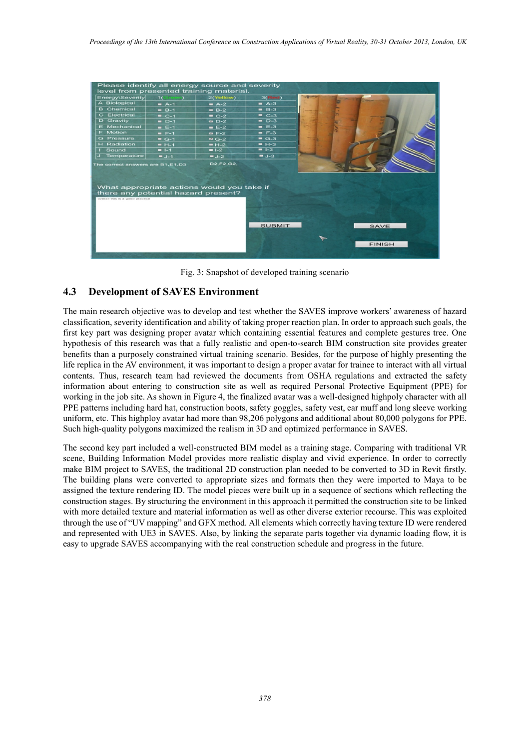Fig. 3: Snapshot of developed training scenario

## 4.3 Development of SAVES Environment

The main research objective was to develop and test whether the SAVES improve workers' awareness of hazard classification, severity identification and ability of taking proper reaction plan. In order to approach such goals, the first key part was designing proper avatar which containing essential features and complete gestures tree. One hypothesis of this research was that a fully realistic and open-to-search BIM construction site provides greater benefits than a purposely constrained virtual training scenario. Besides, for the purpose of highly presenting the life replica in the AV environment, it was important to design a proper avatar for trainee to interact with all virtual contents. Thus, research team had reviewed the documents from OSHA regulations and extracted the safety information about entering to construction site as well as required Personal Protective Equipment (PPE) for working in the job site. As shown in Figure 4, the finalized avatar was a well-designed highpoly character with all PPE patterns including hard hat, construction boots, safety goggles, safety vest, ear muff and long sleeve working uniform, etc. This highploy avatar had more than 98,206 polygons and additional about 80,000 polygons for PPE. Such high-quality polygons maximized the realism in 3D and optimized performance in SAVES.

The second key part included a well-constructed BIM model as a training stage. Comparing with traditional VR scene, Building Information Model provides more realistic display and vivid experience. In order to correctly make BIM project to SAVES, the traditional 2D construction plan needed to be converted to 3D in Revit firstly. The building plans were converted to appropriate sizes and formats then they were imported to Maya to be assigned the texture rendering ID. The model pieces were built up in a sequence of sections which reflecting the construction stages. By structuring the environment in this approach it permitted the construction site to be linked with more detailed texture and material information as well as other diverse exterior recourse. This was exploited through the use of "UV mapping" and GFX method. All elements which correctly having texture ID were rendered and represented with UE3 in SAVES. Also, by linking the separate parts together via dynamic loading flow, it is easy to upgrade SAVES accompanying with the real construction schedule and progress in the future.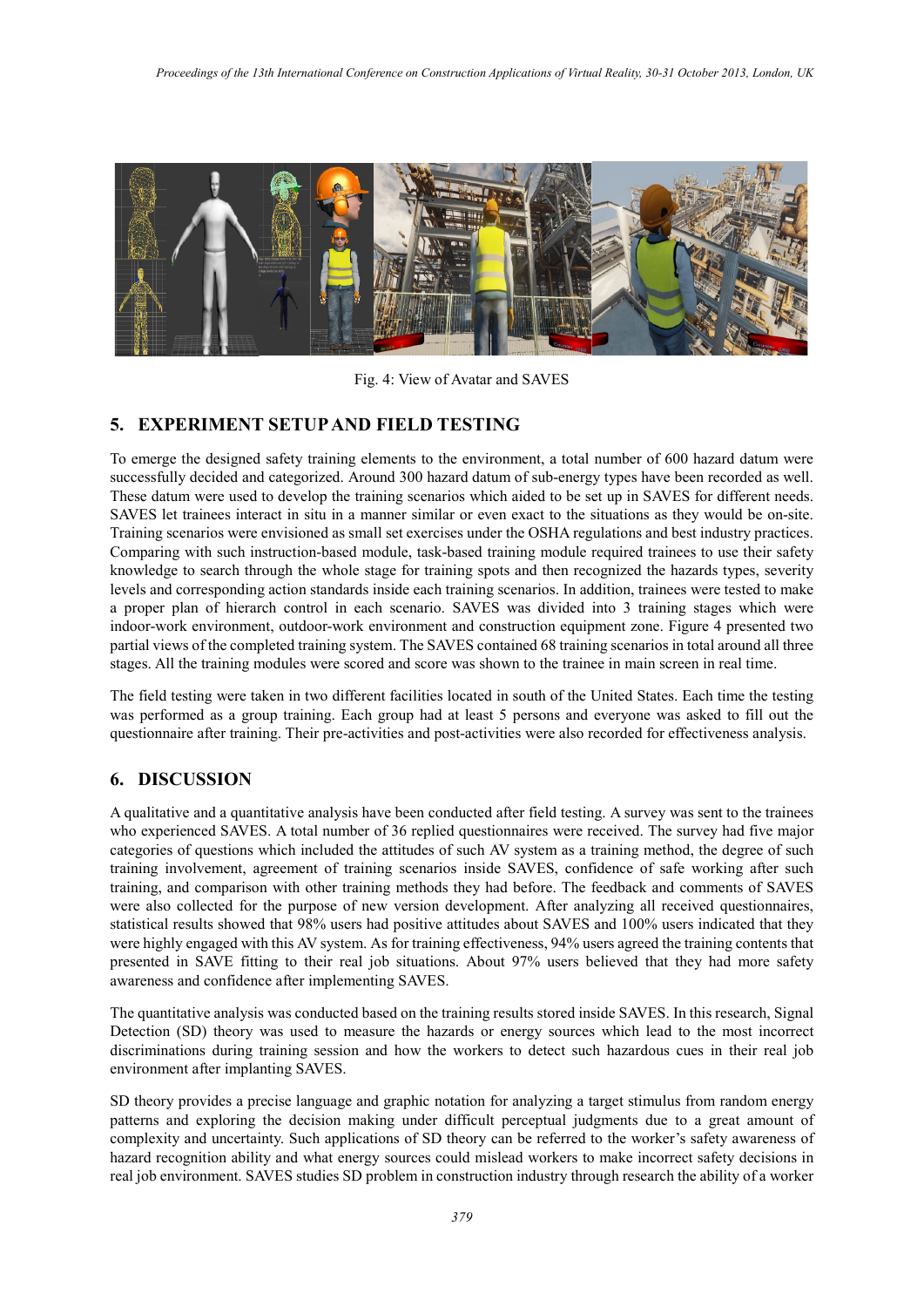Fig. 4: View of Avatar and SAVES

## 5. EXPERIMENT SETUP AND FIELD TESTING

To emerge the designed safety training elements to the environment, a total number of 600 hazard datum were successfully decided and categorized. Around 300 hazard datum of sub-energy types have been recorded as well. These datum were used to develop the training scenarios which aided to be set up in SAVES for different needs. SAVES let trainees interact in situ in a manner similar or even exact to the situations as they would be on-site. Training scenarios were envisioned as small set exercises under the OSHA regulations and best industry practices. Comparing with such instruction-based module, task-based training module required trainees to use their safety knowledge to search through the whole stage for training spots and then recognized the hazards types, severity levels and corresponding action standards inside each training scenarios. In addition, trainees were tested to make a proper plan of hierarch control in each scenario. SAVES was divided into 3 training stages which were indoor-work environment, outdoor-work environment and construction equipment zone. Figure 4 presented two partial views of the completed training system. The SAVES contained 68 training scenarios in total around all three stages. All the training modules were scored and score was shown to the trainee in main screen in real time.

The field testing were taken in two different facilities located in south of the United States. Each time the testing was performed as a group training. Each group had at least 5 persons and everyone was asked to fill out the questionnaire after training. Their pre-activities and post-activities were also recorded for effectiveness analysis.

## 6. DISCUSSION

A qualitative and a quantitative analysis have been conducted after field testing. A survey was sent to the trainees who experienced SAVES. A total number of 36 replied questionnaires were received. The survey had five major categories of questions which included the attitudes of such AV system as a training method, the degree of such training involvement, agreement of training scenarios inside SAVES, confidence of safe working after such training, and comparison with other training methods they had before. The feedback and comments of SAVES were also collected for the purpose of new version development. After analyzing all received questionnaires, statistical results showed that 98% users had positive attitudes about SAVES and 100% users indicated that they were highly engaged with this AV system. As for training effectiveness, 94% users agreed the training contents that presented in SAVE fitting to their real job situations. About 97% users believed that they had more safety awareness and confidence after implementing SAVES.

The quantitative analysis was conducted based on the training results stored inside SAVES. In this research, Signal Detection (SD) theory was used to measure the hazards or energy sources which lead to the most incorrect discriminations during training session and how the workers to detect such hazardous cues in their real job environment after implanting SAVES.

SD theory provides a precise language and graphic notation for analyzing a target stimulus from random energy patterns and exploring the decision making under difficult perceptual judgments due to a great amount of complexity and uncertainty. Such applications of SD theory can be referred to the worker's safety awareness of hazard recognition ability and what energy sources could mislead workers to make incorrect safety decisions in real job environment. SAVES studies SD problem in construction industry through research the ability of a worker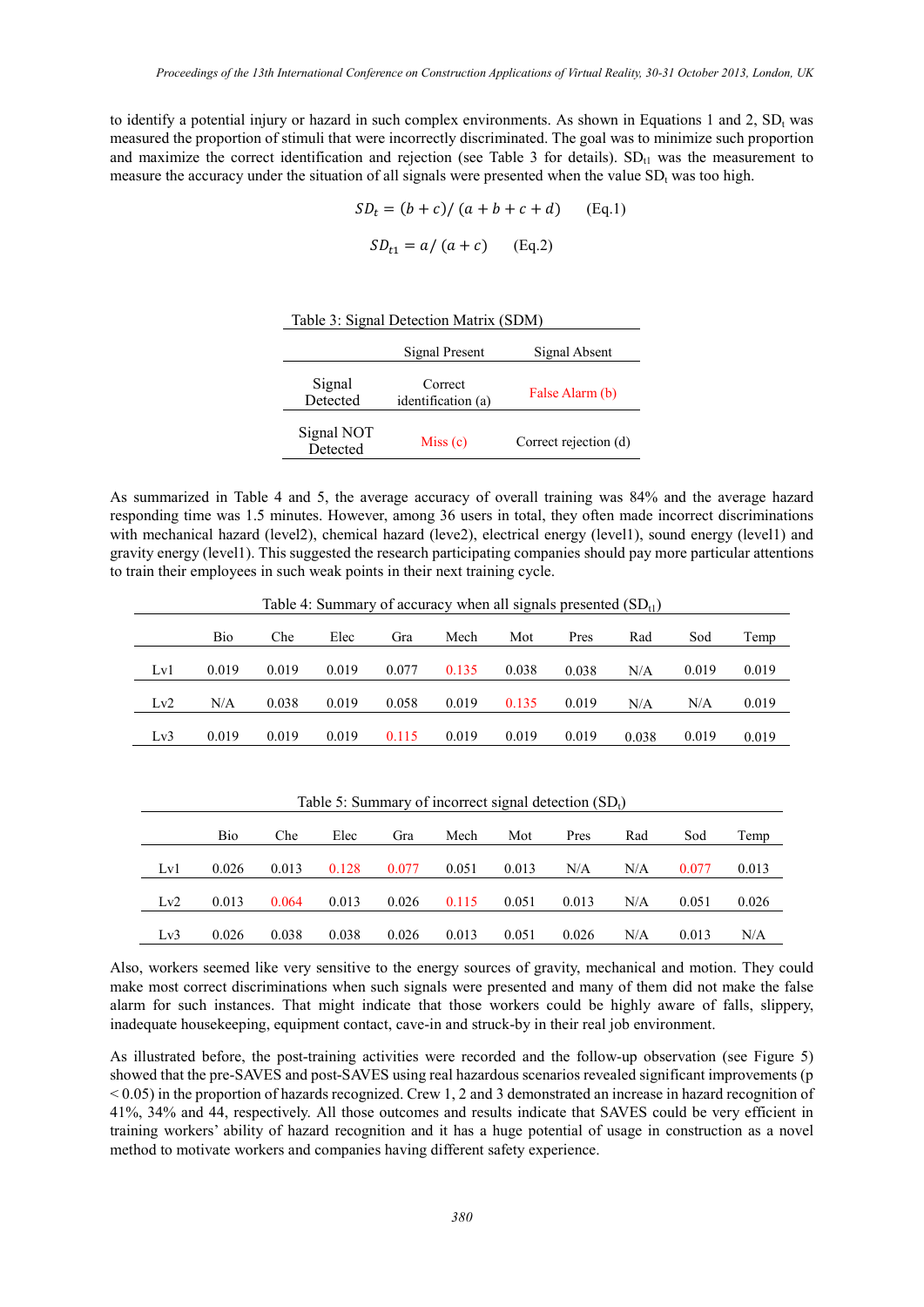to identify a potential injury or hazard in such complex environments. As shown in Equations 1 and 2, $SD_t$ was measured the proportion of stimuli that were incorrectly discriminated. The goal was to minimize such proportion and maximize the correct identification and rejection (see Table 3 for details). $SD_{t1}$ was the measurement to measure the accuracy under the situation of all signals were presented when the value $SD_t$ was too high.

$$SD_t = (b + c) / (a + b + c + d) \quad \text{(Eq.1)}$$

$$SD_{t1} = a / (a + c) \quad \text{(Eq.2)}$$

Table 3: Signal Detection Matrix (SDM)

| | Signal Present | Signal Absent |
|---|---|---|
| Signal Detected | Correct identification (a) | False Alarm (b) |
| Signal NOT Detected | Miss (c) | Correct rejection (d) |

As summarized in Table 4 and 5, the average accuracy of overall training was 84% and the average hazard responding time was 1.5 minutes. However, among 36 users in total, they often made incorrect discriminations with mechanical hazard (level2), chemical hazard (leve2), electrical energy (level1), sound energy (level1) and gravity energy (level1). This suggested the research participating companies should pay more particular attentions to train their employees in such weak points in their next training cycle.

Table 4: Summary of accuracy when all signals presented ($SD_{t1}$)

| | Bio | Che | Elec | Gra | Mech | Mot | Pres | Rad | Sod | Temp |
|---|---|---|---|---|---|---|---|---|---|---|
| Lv1 | 0.019 | 0.019 | 0.019 | 0.077 | 0.135 | 0.038 | 0.038 | N/A | 0.019 | 0.019 |
| Lv2 | N/A | 0.038 | 0.019 | 0.058 | 0.019 | 0.135 | 0.019 | N/A | N/A | 0.019 |
| Lv3 | 0.019 | 0.019 | 0.019 | 0.115 | 0.019 | 0.019 | 0.019 | 0.038 | 0.019 | 0.019 |

Table 5: Summary of incorrect signal detection ($SD_t$)

| | Bio | Che | Elec | Gra | Mech | Mot | Pres | Rad | Sod | Temp |
|---|---|---|---|---|---|---|---|---|---|---|
| Lv1 | 0.026 | 0.013 | 0.128 | 0.077 | 0.051 | 0.013 | N/A | N/A | 0.077 | 0.013 |
| Lv2 | 0.013 | 0.064 | 0.013 | 0.026 | 0.115 | 0.051 | 0.013 | N/A | 0.051 | 0.026 |
| Lv3 | 0.026 | 0.038 | 0.038 | 0.026 | 0.013 | 0.051 | 0.026 | N/A | 0.013 | N/A |

Also, workers seemed like very sensitive to the energy sources of gravity, mechanical and motion. They could make most correct discriminations when such signals were presented and many of them did not make the false alarm for such instances. That might indicate that those workers could be highly aware of falls, slippery, inadequate housekeeping, equipment contact, cave-in and struck-by in their real job environment.

As illustrated before, the post-training activities were recorded and the follow-up observation (see Figure 5) showed that the pre-SAVES and post-SAVES using real hazardous scenarios revealed significant improvements ($p < 0.05$) in the proportion of hazards recognized. Crew 1, 2 and 3 demonstrated an increase in hazard recognition of 41%, 34% and 44, respectively. All those outcomes and results indicate that SAVES could be very efficient in training workers' ability of hazard recognition and it has a huge potential of usage in construction as a novel method to motivate workers and companies having different safety experience.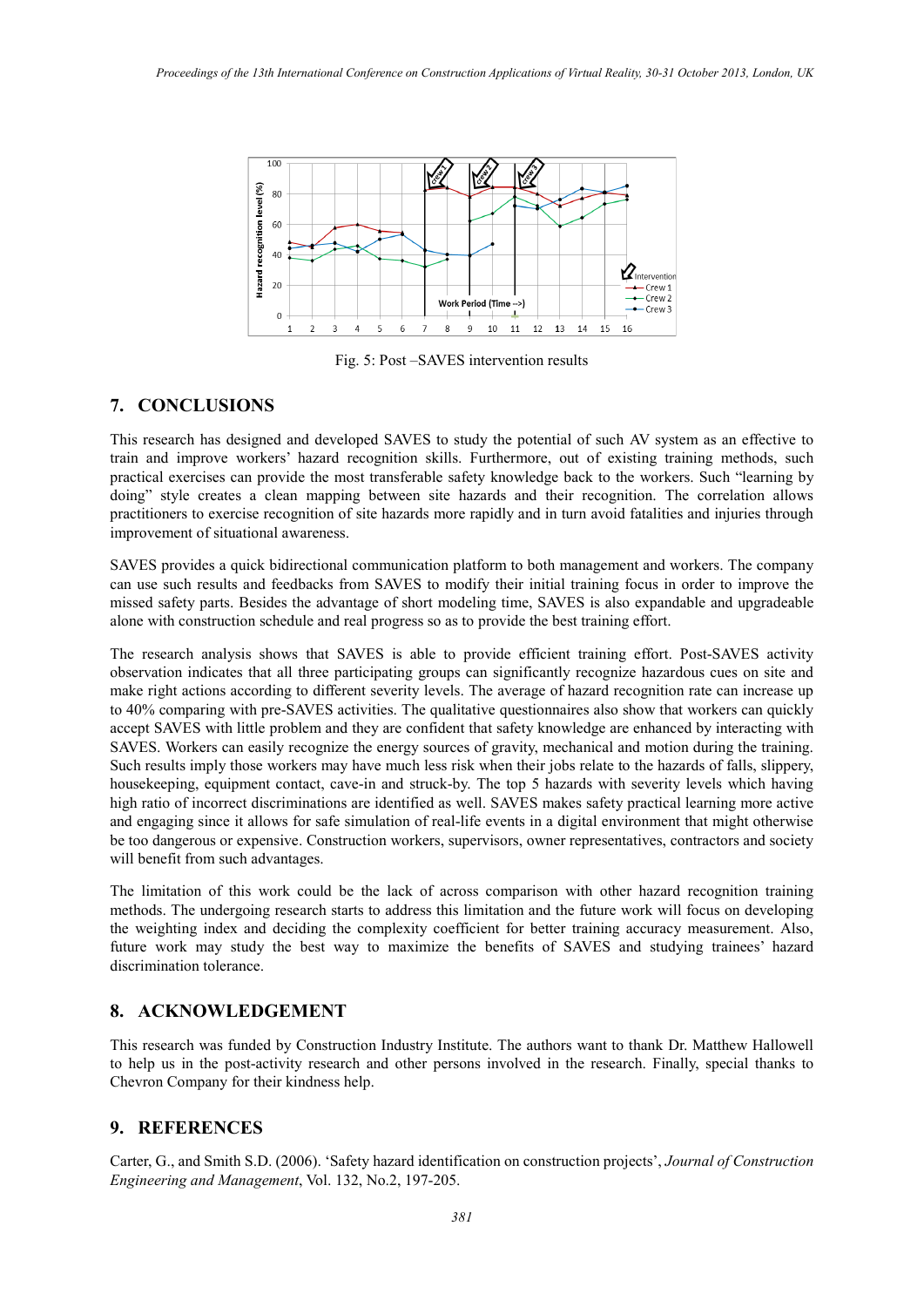100
80
60
40
20
0
Hazard recognition level (%)
1 2 3 4 5 6 7 8 9 10 11 12 13 14 15 16
Work Period (Time -->)
Crew 1
Crew 2
Crew 3
Intervention
Crew 1
Crew 2
Crew 3

Fig. 5: Post –SAVES intervention results

## 7. CONCLUSIONS

This research has designed and developed SAVES to study the potential of such AV system as an effective to train and improve workers' hazard recognition skills. Furthermore, out of existing training methods, such practical exercises can provide the most transferable safety knowledge back to the workers. Such "learning by doing" style creates a clean mapping between site hazards and their recognition. The correlation allows practitioners to exercise recognition of site hazards more rapidly and in turn avoid fatalities and injuries through improvement of situational awareness.

SAVES provides a quick bidirectional communication platform to both management and workers. The company can use such results and feedbacks from SAVES to modify their initial training focus in order to improve the missed safety parts. Besides the advantage of short modeling time, SAVES is also expandable and upgradeable alone with construction schedule and real progress so as to provide the best training effort.

The research analysis shows that SAVES is able to provide efficient training effort. Post-SAVES activity observation indicates that all three participating groups can significantly recognize hazardous cues on site and make right actions according to different severity levels. The average of hazard recognition rate can increase up to 40% comparing with pre-SAVES activities. The qualitative questionnaires also show that workers can quickly accept SAVES with little problem and they are confident that safety knowledge are enhanced by interacting with SAVES. Workers can easily recognize the energy sources of gravity, mechanical and motion during the training. Such results imply those workers may have much less risk when their jobs relate to the hazards of falls, slippery, housekeeping, equipment contact, cave-in and struck-by. The top 5 hazards with severity levels which having high ratio of incorrect discriminations are identified as well. SAVES makes safety practical learning more active and engaging since it allows for safe simulation of real-life events in a digital environment that might otherwise be too dangerous or expensive. Construction workers, supervisors, owner representatives, contractors and society will benefit from such advantages.

The limitation of this work could be the lack of across comparison with other hazard recognition training methods. The undergoing research starts to address this limitation and the future work will focus on developing the weighting index and deciding the complexity coefficient for better training accuracy measurement. Also, future work may study the best way to maximize the benefits of SAVES and studying trainees' hazard discrimination tolerance.

## 8. ACKNOWLEDGEMENT

This research was funded by Construction Industry Institute. The authors want to thank Dr. Matthew Hallowell to help us in the post-activity research and other persons involved in the research. Finally, special thanks to Chevron Company for their kindness help.

## 9. REFERENCES

Carter, G., and Smith S.D. (2006). 'Safety hazard identification on construction projects', *Journal of Construction Engineering and Management*, Vol. 132, No.2, 197-205.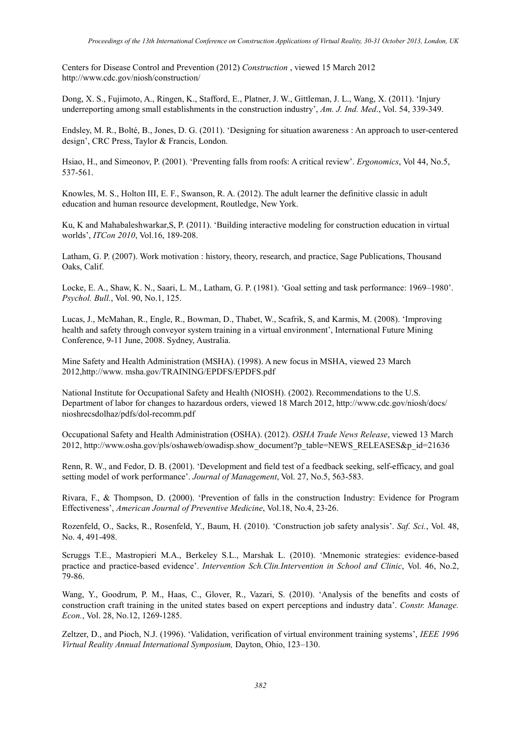Centers for Disease Control and Prevention (2012) *Construction* , viewed 15 March 2012 http://www.cdc.gov/niosh/construction/

Dong, X. S., Fujimoto, A., Ringen, K., Stafford, E., Platner, J. W., Gittleman, J. L., Wang, X. (2011). 'Injury underreporting among small establishments in the construction industry', *Am. J. Ind. Med*., Vol. 54, 339-349.

Endsley, M. R., Bolté, B., Jones, D. G. (2011). 'Designing for situation awareness : An approach to user-centered design', CRC Press, Taylor & Francis, London.

Hsiao, H., and Simeonov, P. (2001). 'Preventing falls from roofs: A critical review'. *Ergonomics*, Vol 44, No.5, 537-561.

Knowles, M. S., Holton III, E. F., Swanson, R. A. (2012). The adult learner the definitive classic in adult education and human resource development, Routledge, New York.

Ku, K and Mahabaleshwarkar,S, P. (2011). 'Building interactive modeling for construction education in virtual worlds', *ITCon 2010*, Vol.16, 189-208.

Latham, G. P. (2007). Work motivation : history, theory, research, and practice, Sage Publications, Thousand Oaks, Calif.

Locke, E. A., Shaw, K. N., Saari, L. M., Latham, G. P. (1981). 'Goal setting and task performance: 1969–1980'. *Psychol. Bull.*, Vol. 90, No.1, 125.

Lucas, J., McMahan, R., Engle, R., Bowman, D., Thabet, W., Scafrik, S, and Karmis, M. (2008). 'Improving health and safety through conveyor system training in a virtual environment', International Future Mining Conference, 9-11 June, 2008. Sydney, Australia.

Mine Safety and Health Administration (MSHA). (1998). A new focus in MSHA, viewed 23 March 2012,http://www. msha.gov/TRAINING/EPDFS/EPDFS.pdf

National Institute for Occupational Safety and Health (NIOSH). (2002). Recommendations to the U.S. Department of labor for changes to hazardous orders, viewed 18 March 2012, http://www.cdc.gov/niosh/docs/ nioshrecsdolhaz/pdfs/dol-recomm.pdf

Occupational Safety and Health Administration (OSHA). (2012). *OSHA Trade News Release*, viewed 13 March 2012, http://www.osha.gov/pls/oshaweb/owadisp.show_document?p_table=NEWS_RELEASES&p_id=21636

Renn, R. W., and Fedor, D. B. (2001). 'Development and field test of a feedback seeking, self-efficacy, and goal setting model of work performance'. *Journal of Management*, Vol. 27, No.5, 563-583.

Rivara, F., & Thompson, D. (2000). 'Prevention of falls in the construction Industry: Evidence for Program Effectiveness', *American Journal of Preventive Medicine*, Vol.18, No.4, 23-26.

Rozenfeld, O., Sacks, R., Rosenfeld, Y., Baum, H. (2010). 'Construction job safety analysis'. *Saf. Sci.*, Vol. 48, No. 4, 491-498.

Scruggs T.E., Mastropieri M.A., Berkeley S.L., Marshak L. (2010). 'Mnemonic strategies: evidence-based practice and practice-based evidence'. *Intervention Sch.Clin.Intervention in School and Clinic*, Vol. 46, No.2, 79-86.

Wang, Y., Goodrum, P. M., Haas, C., Glover, R., Vazari, S. (2010). 'Analysis of the benefits and costs of construction craft training in the united states based on expert perceptions and industry data'. *Constr. Manage. Econ.*, Vol. 28, No.12, 1269-1285.

Zeltzer, D., and Pioch, N.J. (1996). 'Validation, verification of virtual environment training systems', *IEEE 1996 Virtual Reality Annual International Symposium,* Dayton, Ohio, 123–130.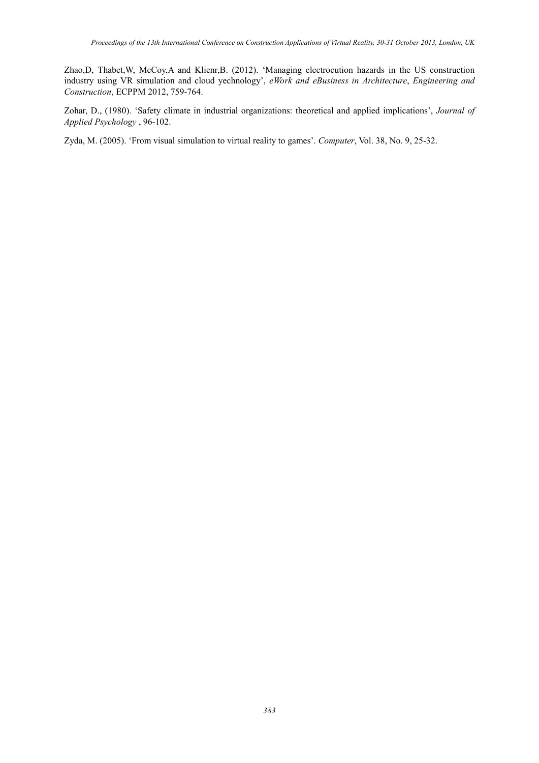Zhao,D, Thabet,W, McCoy,A and Klienr,B. (2012). 'Managing electrocution hazards in the US construction industry using VR simulation and cloud yechnology', *eWork and eBusiness in Architecture*, *Engineering and Construction*, ECPPM 2012, 759-764.

Zohar, D., (1980). 'Safety climate in industrial organizations: theoretical and applied implications', *Journal of Applied Psychology* , 96-102.

Zyda, M. (2005). 'From visual simulation to virtual reality to games'. *Computer*, Vol. 38, No. 9, 25-32.